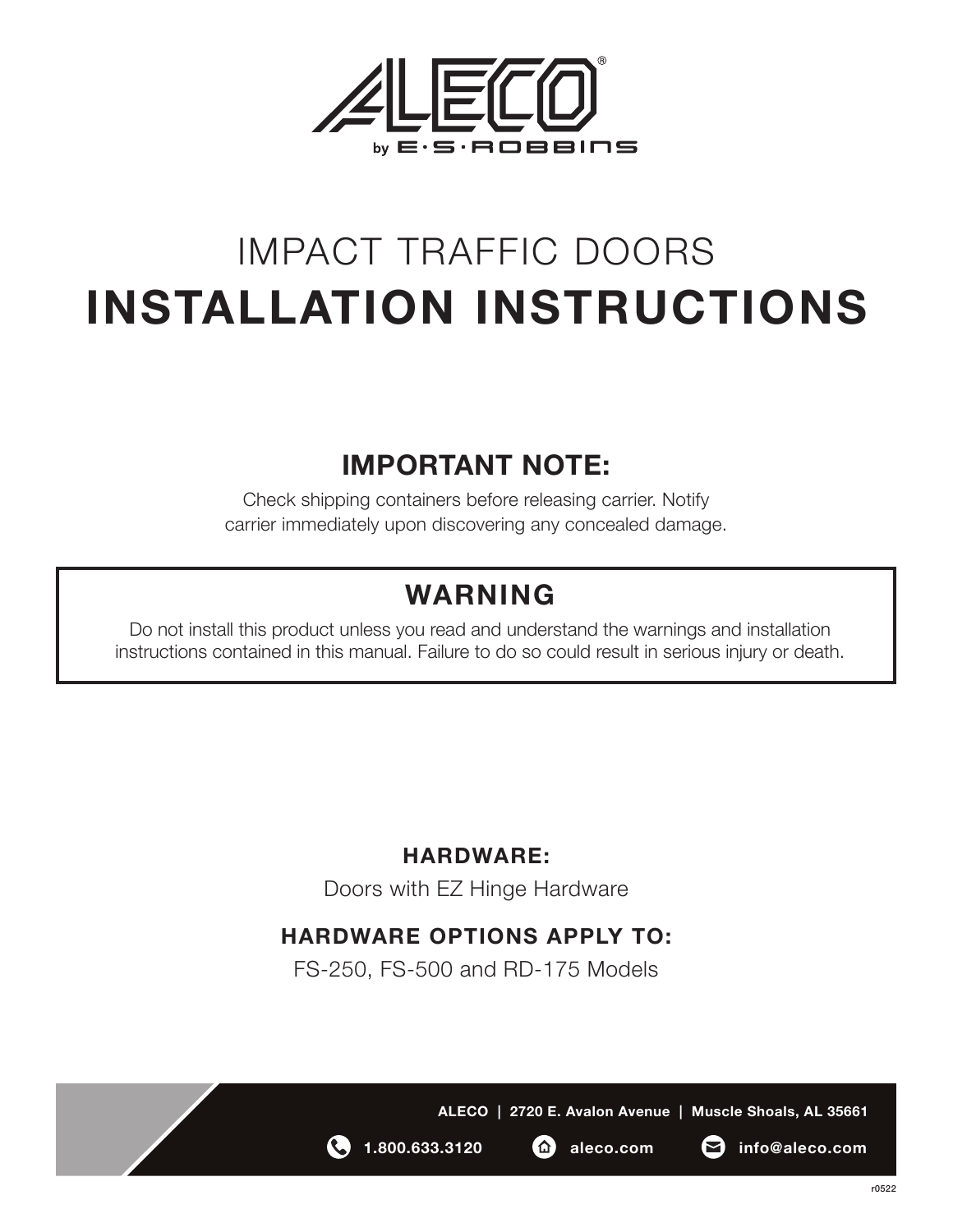ALECO®

by E·S·ROBBINS

# IMPACT TRAFFIC DOORS
# INSTALLATION INSTRUCTIONS

## IMPORTANT NOTE:

Check shipping containers before releasing carrier. Notify carrier immediately upon discovering any concealed damage.

## WARNING

Do not install this product unless you read and understand the warnings and installation instructions contained in this manual. Failure to do so could result in serious injury or death.

### HARDWARE:

Doors with EZ Hinge Hardware

### HARDWARE OPTIONS APPLY TO:

FS-250, FS-500 and RD-175 Models

**ALECO | 2720 E. Avalon Avenue | Muscle Shoals, AL 35661**

**1.800.633.3120** **aleco.com** **info@aleco.com**

r0522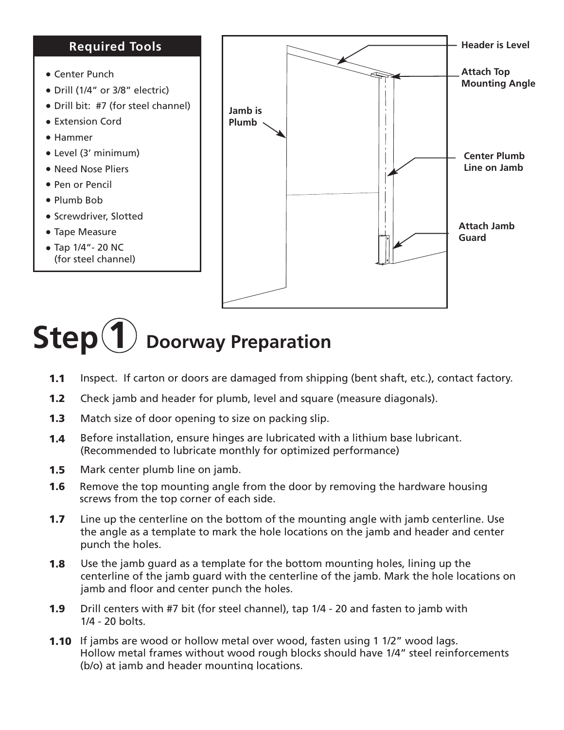## Required Tools

- Center Punch
- Drill (1/4" or 3/8" electric)
- Drill bit: #7 (for steel channel)
- Extension Cord
- Hammer
- Level (3' minimum)
- Need Nose Pliers
- Pen or Pencil
- Plumb Bob
- Screwdriver, Slotted
- Tape Measure
- Tap 1/4"- 20 NC (for steel channel)

**Header is Level**

**Attach Top Mounting Angle**

**Jamb is Plumb**

**Center Plumb Line on Jamb**

**Attach Jamb Guard**

# Step 1 Doorway Preparation

**1.1** Inspect. If carton or doors are damaged from shipping (bent shaft, etc.), contact factory.

**1.2** Check jamb and header for plumb, level and square (measure diagonals).

**1.3** Match size of door opening to size on packing slip.

**1.4** Before installation, ensure hinges are lubricated with a lithium base lubricant. (Recommended to lubricate monthly for optimized performance)

**1.5** Mark center plumb line on jamb.

**1.6** Remove the top mounting angle from the door by removing the hardware housing screws from the top corner of each side.

**1.7** Line up the centerline on the bottom of the mounting angle with jamb centerline. Use the angle as a template to mark the hole locations on the jamb and header and center punch the holes.

**1.8** Use the jamb guard as a template for the bottom mounting holes, lining up the centerline of the jamb guard with the centerline of the jamb. Mark the hole locations on jamb and floor and center punch the holes.

**1.9** Drill centers with #7 bit (for steel channel), tap 1/4 - 20 and fasten to jamb with 1/4 - 20 bolts.

**1.10** If jambs are wood or hollow metal over wood, fasten using 1 1/2" wood lags. Hollow metal frames without wood rough blocks should have 1/4" steel reinforcements (b/o) at jamb and header mounting locations.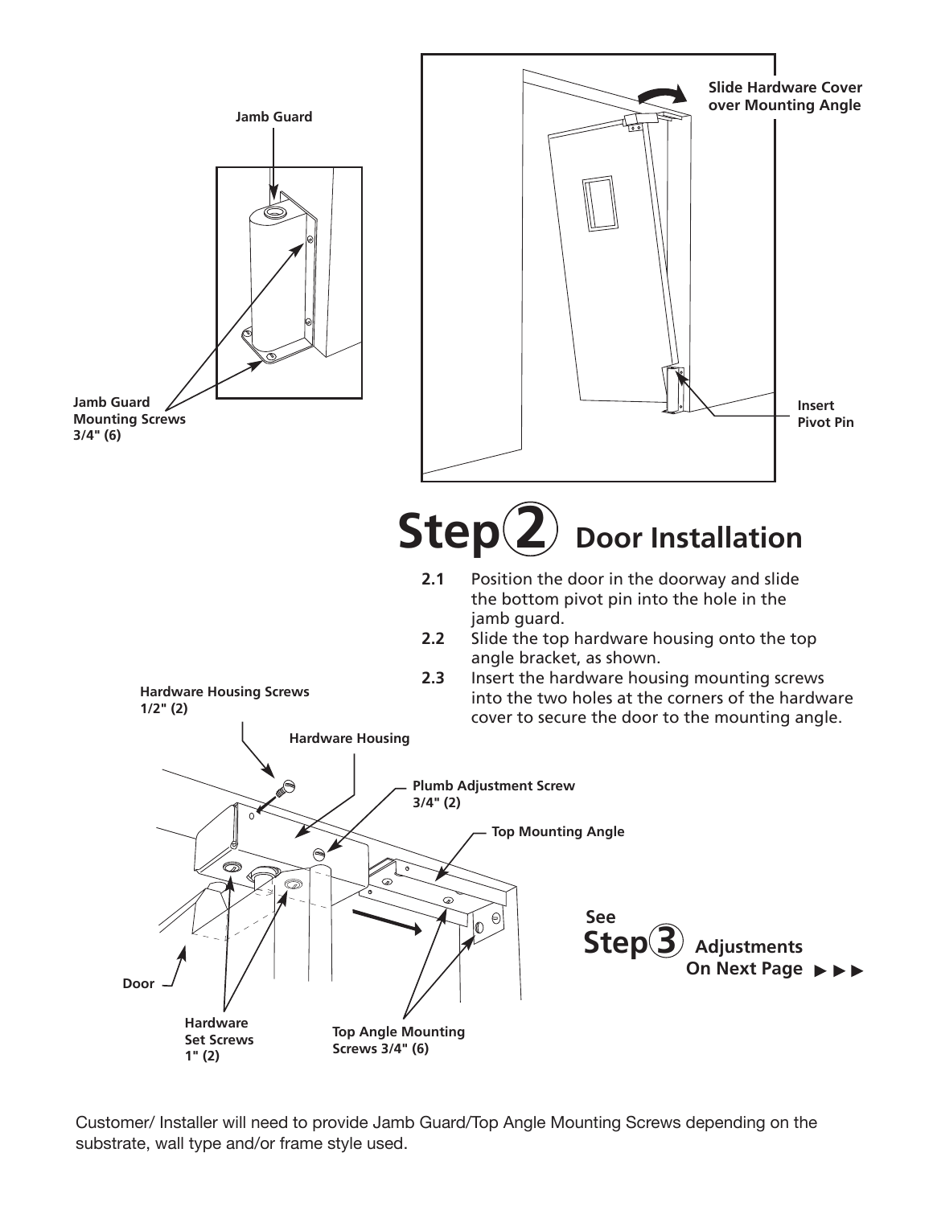Jamb Guard

Jamb Guard Mounting Screws 3/4" (6)

Slide Hardware Cover over Mounting Angle

Insert Pivot Pin

# Step 2 Door Installation

**2.1** Position the door in the doorway and slide the bottom pivot pin into the hole in the jamb guard.

**2.2** Slide the top hardware housing onto the top angle bracket, as shown.

**2.3** Insert the hardware housing mounting screws into the two holes at the corners of the hardware cover to secure the door to the mounting angle.

Hardware Housing Screws 1/2" (2)

Hardware Housing

Plumb Adjustment Screw 3/4" (2)

Top Mounting Angle

Door

Hardware Set Screws 1" (2)

Top Angle Mounting Screws 3/4" (6)

**See Step 3 Adjustments On Next Page ▶▶▶**

Customer/ Installer will need to provide Jamb Guard/Top Angle Mounting Screws depending on the substrate, wall type and/or frame style used.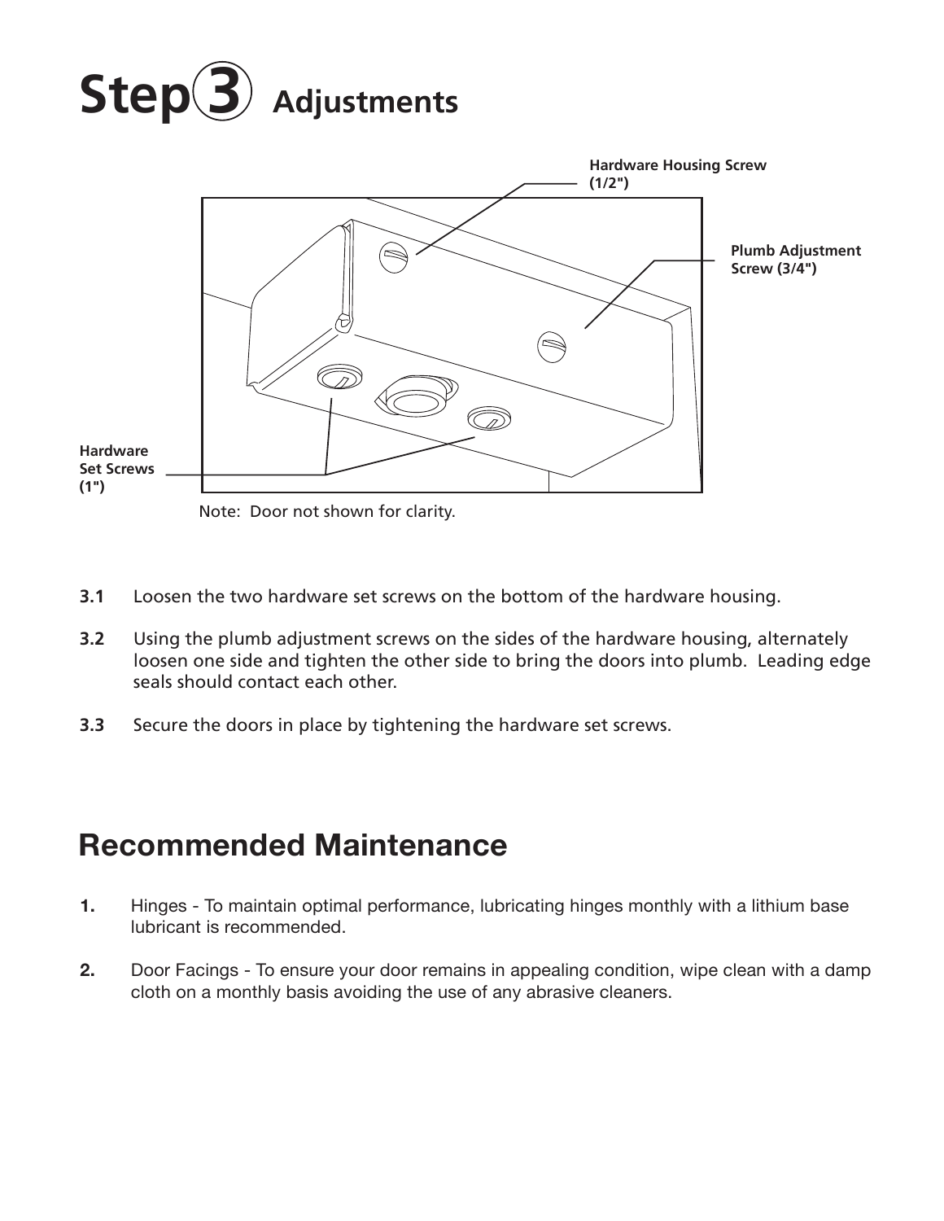# Step 3 Adjustments

Hardware Housing Screw (1/2")

Plumb Adjustment Screw (3/4")

Hardware Set Screws (1")

Note: Door not shown for clarity.

**3.1** Loosen the two hardware set screws on the bottom of the hardware housing.

**3.2** Using the plumb adjustment screws on the sides of the hardware housing, alternately loosen one side and tighten the other side to bring the doors into plumb. Leading edge seals should contact each other.

**3.3** Secure the doors in place by tightening the hardware set screws.

## Recommended Maintenance

**1.** Hinges - To maintain optimal performance, lubricating hinges monthly with a lithium base lubricant is recommended.

**2.** Door Facings - To ensure your door remains in appealing condition, wipe clean with a damp cloth on a monthly basis avoiding the use of any abrasive cleaners.